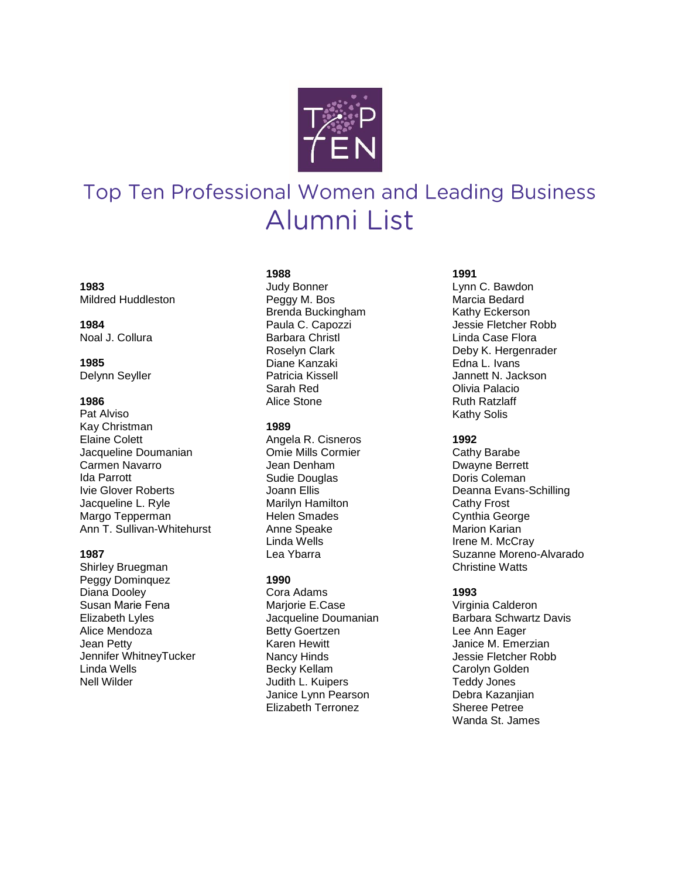# Top Ten Professional Women and Leading Business

## Alumni List

**1983**
Mildred Huddleston

**1984**
Noal J. Collura

**1985**
Delynn Seyller

**1986**
Pat Alviso
Kay Christman
Elaine Colett
Jacqueline Doumanian
Carmen Navarro
Ida Parrott
Ivie Glover Roberts
Jacqueline L. Ryle
Margo Tepperman
Ann T. Sullivan-Whitehurst

**1987**
Shirley Bruegman
Peggy Dominquez
Diana Dooley
Susan Marie Fena
Elizabeth Lyles
Alice Mendoza
Jean Petty
Jennifer WhitneyTucker
Linda Wells
Nell Wilder

**1988**
Judy Bonner
Peggy M. Bos
Brenda Buckingham
Paula C. Capozzi
Barbara Christl
Roselyn Clark
Diane Kanzaki
Patricia Kissell
Sarah Red
Alice Stone

**1989**
Angela R. Cisneros
Omie Mills Cormier
Jean Denham
Sudie Douglas
Joann Ellis
Marilyn Hamilton
Helen Smades
Anne Speake
Linda Wells
Lea Ybarra

**1990**
Cora Adams
Marjorie E.Case
Jacqueline Doumanian
Betty Goertzen
Karen Hewitt
Nancy Hinds
Becky Kellam
Judith L. Kuipers
Janice Lynn Pearson
Elizabeth Terronez

**1991**
Lynn C. Bawdon
Marcia Bedard
Kathy Eckerson
Jessie Fletcher Robb
Linda Case Flora
Deby K. Hergenrader
Edna L. Ivans
Jannett N. Jackson
Olivia Palacio
Ruth Ratzlaff
Kathy Solis

**1992**
Cathy Barabe
Dwayne Berrett
Doris Coleman
Deanna Evans-Schilling
Cathy Frost
Cynthia George
Marion Karian
Irene M. McCray
Suzanne Moreno-Alvarado
Christine Watts

**1993**
Virginia Calderon
Barbara Schwartz Davis
Lee Ann Eager
Janice M. Emerzian
Jessie Fletcher Robb
Carolyn Golden
Teddy Jones
Debra Kazanjian
Sheree Petree
Wanda St. James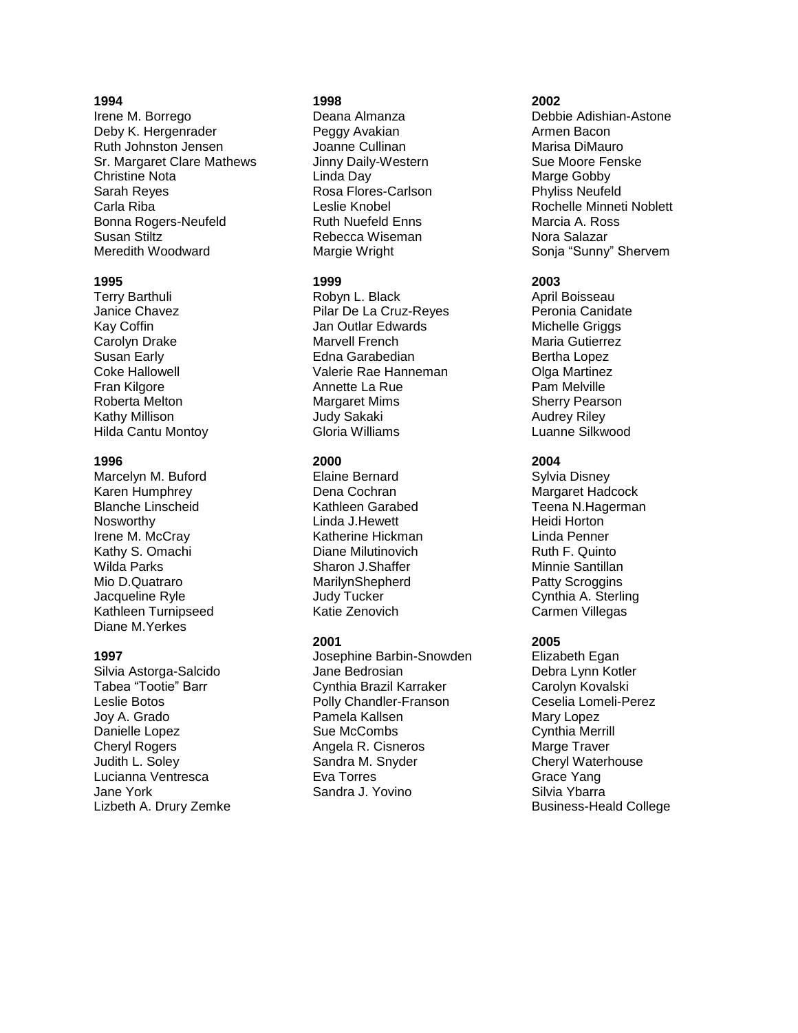**1994**

Irene M. Borrego
Deby K. Hergenrader
Ruth Johnston Jensen
Sr. Margaret Clare Mathews
Christine Nota
Sarah Reyes
Carla Riba
Bonna Rogers-Neufeld
Susan Stiltz
Meredith Woodward

**1995**

Terry Barthuli
Janice Chavez
Kay Coffin
Carolyn Drake
Susan Early
Coke Hallowell
Fran Kilgore
Roberta Melton
Kathy Millison
Hilda Cantu Montoy

**1996**

Marcelyn M. Buford
Karen Humphrey
Blanche Linscheid
Nosworthy
Irene M. McCray
Kathy S. Omachi
Wilda Parks
Mio D.Quatraro
Jacqueline Ryle
Kathleen Turnipseed
Diane M.Yerkes

**1997**

Silvia Astorga-Salcido
Tabea "Tootie" Barr
Leslie Botos
Joy A. Grado
Danielle Lopez
Cheryl Rogers
Judith L. Soley
Lucianna Ventresca
Jane York
Lizbeth A. Drury Zemke

**1998**

Deana Almanza
Peggy Avakian
Joanne Cullinan
Jinny Daily-Western
Linda Day
Rosa Flores-Carlson
Leslie Knobel
Ruth Nuefeld Enns
Rebecca Wiseman
Margie Wright

**1999**

Robyn L. Black
Pilar De La Cruz-Reyes
Jan Outlar Edwards
Marvell French
Edna Garabedian
Valerie Rae Hanneman
Annette La Rue
Margaret Mims
Judy Sakaki
Gloria Williams

**2000**

Elaine Bernard
Dena Cochran
Kathleen Garabed
Linda J.Hewett
Katherine Hickman
Diane Milutinovich
Sharon J.Shaffer
MarilynShepherd
Judy Tucker
Katie Zenovich

**2001**

Josephine Barbin-Snowden
Jane Bedrosian
Cynthia Brazil Karraker
Polly Chandler-Franson
Pamela Kallsen
Sue McCombs
Angela R. Cisneros
Sandra M. Snyder
Eva Torres
Sandra J. Yovino

**2002**

Debbie Adishian-Astone
Armen Bacon
Marisa DiMauro
Sue Moore Fenske
Marge Gobby
Phyliss Neufeld
Rochelle Minneti Noblett
Marcia A. Ross
Nora Salazar
Sonja "Sunny" Shervem

**2003**

April Boisseau
Peronia Canidate
Michelle Griggs
Maria Gutierrez
Bertha Lopez
Olga Martinez
Pam Melville
Sherry Pearson
Audrey Riley
Luanne Silkwood

**2004**

Sylvia Disney
Margaret Hadcock
Teena N.Hagerman
Heidi Horton
Linda Penner
Ruth F. Quinto
Minnie Santillan
Patty Scroggins
Cynthia A. Sterling
Carmen Villegas

**2005**

Elizabeth Egan
Debra Lynn Kotler
Carolyn Kovalski
Ceselia Lomeli-Perez
Mary Lopez
Cynthia Merrill
Marge Traver
Cheryl Waterhouse
Grace Yang
Silvia Ybarra
Business-Heald College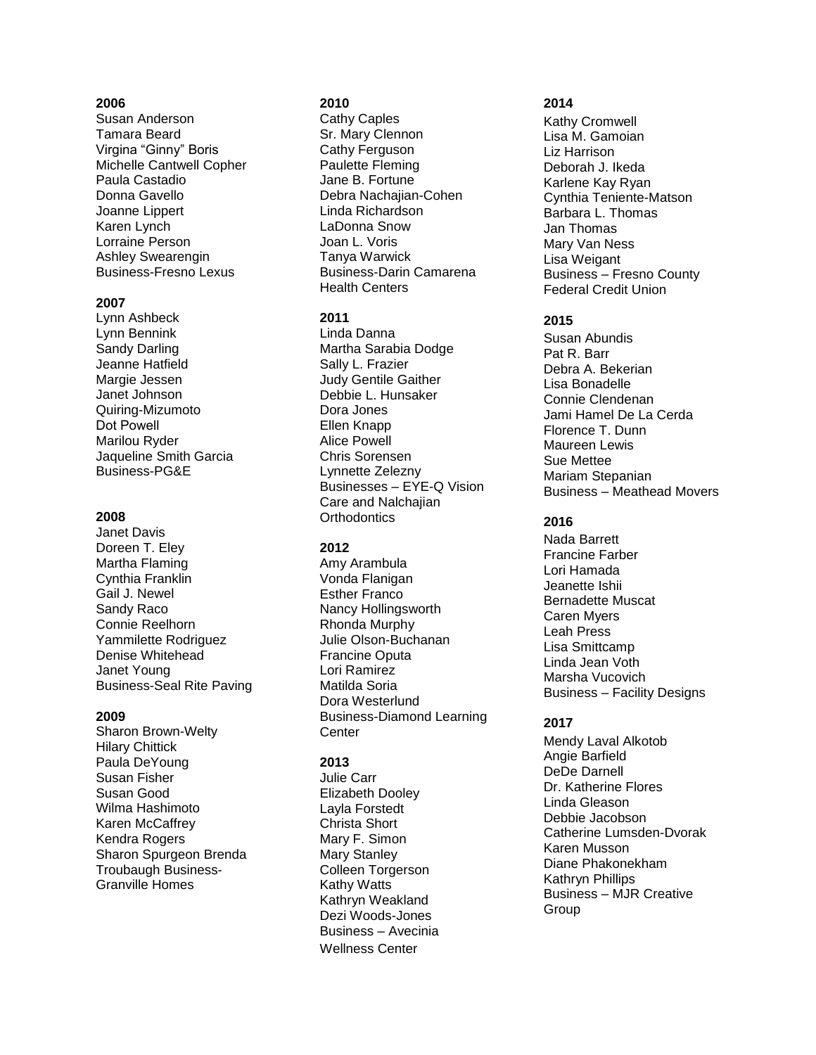**2006**
Susan Anderson
Tamara Beard
Virgina “Ginny” Boris
Michelle Cantwell Copher
Paula Castadio
Donna Gavello
Joanne Lippert
Karen Lynch
Lorraine Person
Ashley Swearengin
Business-Fresno Lexus

**2007**
Lynn Ashbeck
Lynn Bennink
Sandy Darling
Jeanne Hatfield
Margie Jessen
Janet Johnson
Quiring-Mizumoto
Dot Powell
Marilou Ryder
Jaqueline Smith Garcia
Business-PG&E

**2008**
Janet Davis
Doreen T. Eley
Martha Flaming
Cynthia Franklin
Gail J. Newel
Sandy Raco
Connie Reelhorn
Yammilette Rodriguez
Denise Whitehead
Janet Young
Business-Seal Rite Paving

**2009**
Sharon Brown-Welty
Hilary Chittick
Paula DeYoung
Susan Fisher
Susan Good
Wilma Hashimoto
Karen McCaffrey
Kendra Rogers
Sharon Spurgeon Brenda
Troubaugh Business-
Granville Homes

**2010**
Cathy Caples
Sr. Mary Clennon
Cathy Ferguson
Paulette Fleming
Jane B. Fortune
Debra Nachajian-Cohen
Linda Richardson
LaDonna Snow
Joan L. Voris
Tanya Warwick
Business-Darin Camarena
Health Centers

**2011**
Linda Danna
Martha Sarabia Dodge
Sally L. Frazier
Judy Gentile Gaither
Debbie L. Hunsaker
Dora Jones
Ellen Knapp
Alice Powell
Chris Sorensen
Lynnette Zelezny
Businesses – EYE-Q Vision
Care and Nalchajian
Orthodontics

**2012**
Amy Arambula
Vonda Flanigan
Esther Franco
Nancy Hollingsworth
Rhonda Murphy
Julie Olson-Buchanan
Francine Oputa
Lori Ramirez
Matilda Soria
Dora Westerlund
Business-Diamond Learning
Center

**2013**
Julie Carr
Elizabeth Dooley
Layla Forstedt
Christa Short
Mary F. Simon
Mary Stanley
Colleen Torgerson
Kathy Watts
Kathryn Weakland
Dezi Woods-Jones
Business – Avecinia
Wellness Center

**2014**
Kathy Cromwell
Lisa M. Gamoian
Liz Harrison
Deborah J. Ikeda
Karlene Kay Ryan
Cynthia Teniente-Matson
Barbara L. Thomas
Jan Thomas
Mary Van Ness
Lisa Weigant
Business – Fresno County
Federal Credit Union

**2015**
Susan Abundis
Pat R. Barr
Debra A. Bekerian
Lisa Bonadelle
Connie Clendenan
Jami Hamel De La Cerda
Florence T. Dunn
Maureen Lewis
Sue Mettee
Mariam Stepanian
Business – Meathead Movers

**2016**
Nada Barrett
Francine Farber
Lori Hamada
Jeanette Ishii
Bernadette Muscat
Caren Myers
Leah Press
Lisa Smittcamp
Linda Jean Voth
Marsha Vucovich
Business – Facility Designs

**2017**
Mendy Laval Alkotob
Angie Barfield
DeDe Darnell
Dr. Katherine Flores
Linda Gleason
Debbie Jacobson
Catherine Lumsden-Dvorak
Karen Musson
Diane Phakonekham
Kathryn Phillips
Business – MJR Creative
Group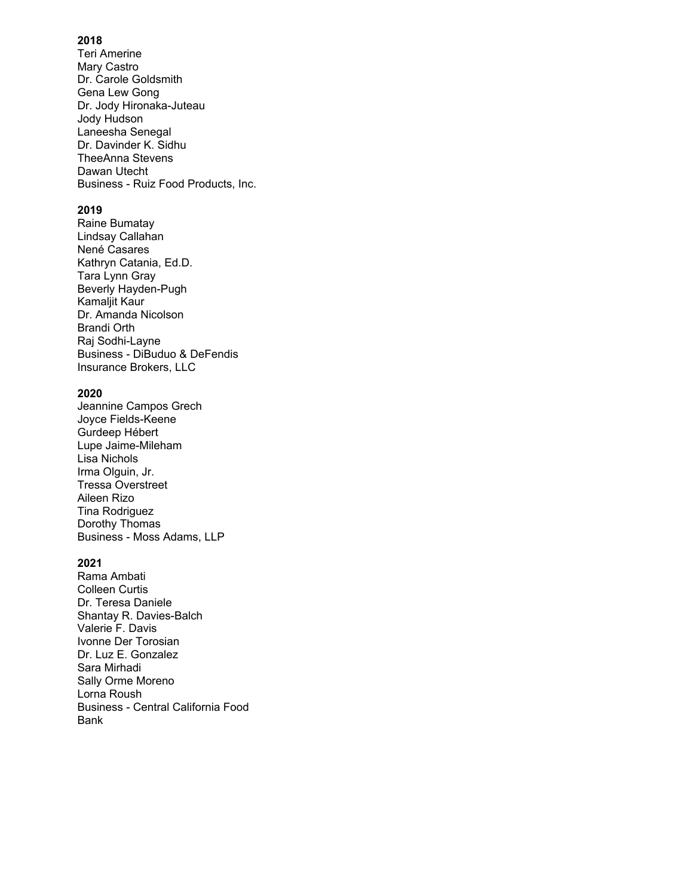**2018**
Teri Amerine
Mary Castro
Dr. Carole Goldsmith
Gena Lew Gong
Dr. Jody Hironaka-Juteau
Jody Hudson
Laneesha Senegal
Dr. Davinder K. Sidhu
TheeAnna Stevens
Dawan Utecht
Business - Ruiz Food Products, Inc.

**2019**
Raine Bumatay
Lindsay Callahan
Nené Casares
Kathryn Catania, Ed.D.
Tara Lynn Gray
Beverly Hayden-Pugh
Kamaljit Kaur
Dr. Amanda Nicolson
Brandi Orth
Raj Sodhi-Layne
Business - DiBuduo & DeFendis Insurance Brokers, LLC

**2020**
Jeannine Campos Grech
Joyce Fields-Keene
Gurdeep Hébert
Lupe Jaime-Mileham
Lisa Nichols
Irma Olguin, Jr.
Tressa Overstreet
Aileen Rizo
Tina Rodriguez
Dorothy Thomas
Business - Moss Adams, LLP

**2021**
Rama Ambati
Colleen Curtis
Dr. Teresa Daniele
Shantay R. Davies-Balch
Valerie F. Davis
Ivonne Der Torosian
Dr. Luz E. Gonzalez
Sara Mirhadi
Sally Orme Moreno
Lorna Roush
Business - Central California Food Bank